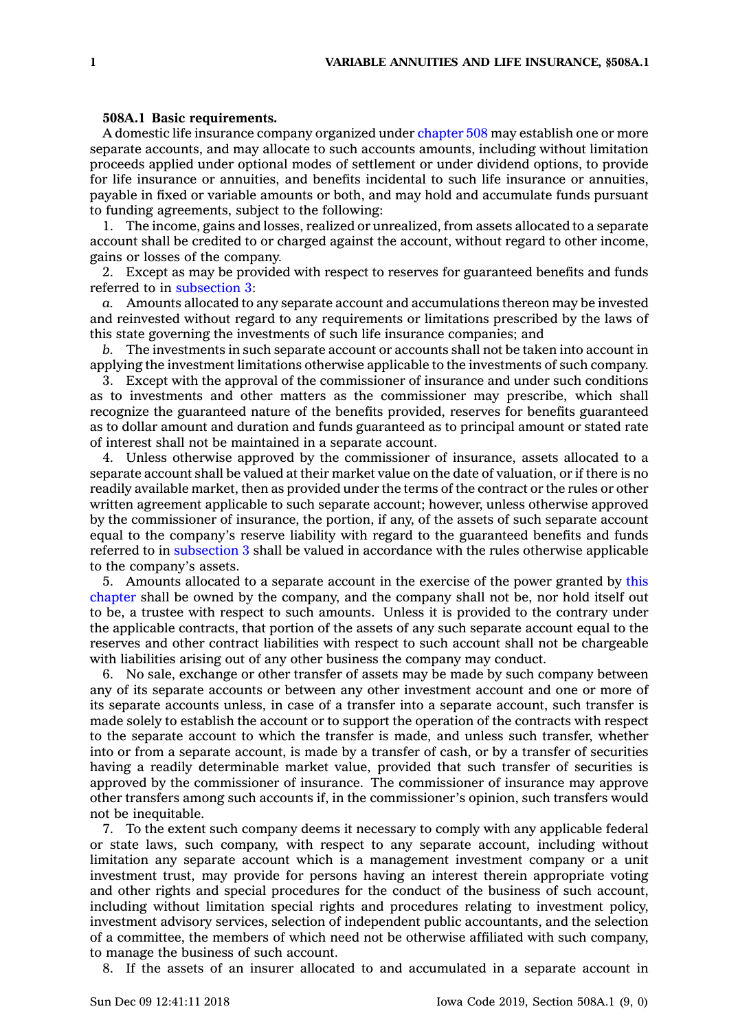**508A.1 Basic requirements.**

A domestic life insurance company organized under chapter 508 may establish one or more separate accounts, and may allocate to such accounts amounts, including without limitation proceeds applied under optional modes of settlement or under dividend options, to provide for life insurance or annuities, and benefits incidental to such life insurance or annuities, payable in fixed or variable amounts or both, and may hold and accumulate funds pursuant to funding agreements, subject to the following:

1. The income, gains and losses, realized or unrealized, from assets allocated to a separate account shall be credited to or charged against the account, without regard to other income, gains or losses of the company.

2. Except as may be provided with respect to reserves for guaranteed benefits and funds referred to in subsection 3:

*a.* Amounts allocated to any separate account and accumulations thereon may be invested and reinvested without regard to any requirements or limitations prescribed by the laws of this state governing the investments of such life insurance companies; and

*b.* The investments in such separate account or accounts shall not be taken into account in applying the investment limitations otherwise applicable to the investments of such company.

3. Except with the approval of the commissioner of insurance and under such conditions as to investments and other matters as the commissioner may prescribe, which shall recognize the guaranteed nature of the benefits provided, reserves for benefits guaranteed as to dollar amount and duration and funds guaranteed as to principal amount or stated rate of interest shall not be maintained in a separate account.

4. Unless otherwise approved by the commissioner of insurance, assets allocated to a separate account shall be valued at their market value on the date of valuation, or if there is no readily available market, then as provided under the terms of the contract or the rules or other written agreement applicable to such separate account; however, unless otherwise approved by the commissioner of insurance, the portion, if any, of the assets of such separate account equal to the company's reserve liability with regard to the guaranteed benefits and funds referred to in subsection 3 shall be valued in accordance with the rules otherwise applicable to the company's assets.

5. Amounts allocated to a separate account in the exercise of the power granted by this chapter shall be owned by the company, and the company shall not be, nor hold itself out to be, a trustee with respect to such amounts. Unless it is provided to the contrary under the applicable contracts, that portion of the assets of any such separate account equal to the reserves and other contract liabilities with respect to such account shall not be chargeable with liabilities arising out of any other business the company may conduct.

6. No sale, exchange or other transfer of assets may be made by such company between any of its separate accounts or between any other investment account and one or more of its separate accounts unless, in case of a transfer into a separate account, such transfer is made solely to establish the account or to support the operation of the contracts with respect to the separate account to which the transfer is made, and unless such transfer, whether into or from a separate account, is made by a transfer of cash, or by a transfer of securities having a readily determinable market value, provided that such transfer of securities is approved by the commissioner of insurance. The commissioner of insurance may approve other transfers among such accounts if, in the commissioner's opinion, such transfers would not be inequitable.

7. To the extent such company deems it necessary to comply with any applicable federal or state laws, such company, with respect to any separate account, including without limitation any separate account which is a management investment company or a unit investment trust, may provide for persons having an interest therein appropriate voting and other rights and special procedures for the conduct of the business of such account, including without limitation special rights and procedures relating to investment policy, investment advisory services, selection of independent public accountants, and the selection of a committee, the members of which need not be otherwise affiliated with such company, to manage the business of such account.

8. If the assets of an insurer allocated to and accumulated in a separate account in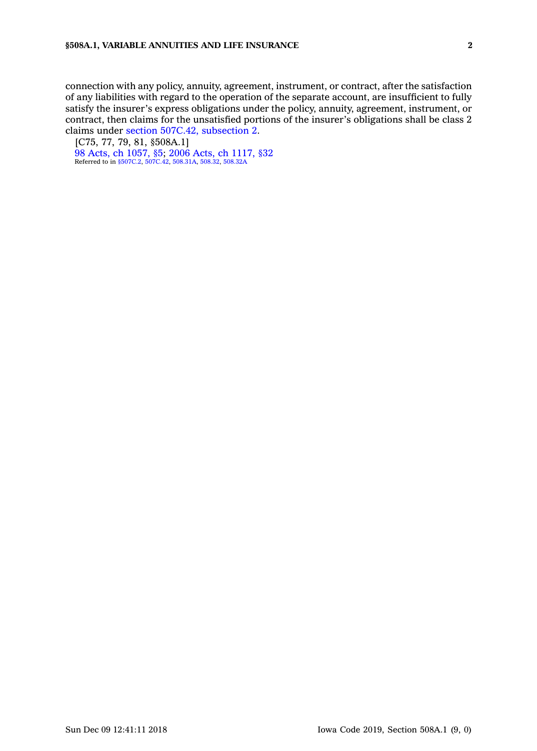connection with any policy, annuity, agreement, instrument, or contract, after the satisfaction of any liabilities with regard to the operation of the separate account, are insufficient to fully satisfy the insurer's express obligations under the policy, annuity, agreement, instrument, or contract, then claims for the unsatisfied portions of the insurer's obligations shall be class 2 claims under section 507C.42, subsection 2.

[C75, 77, 79, 81, §508A.1]

98 Acts, ch 1057, §5; 2006 Acts, ch 1117, §32

Referred to in §507C.2, 507C.42, 508.31A, 508.32, 508.32A